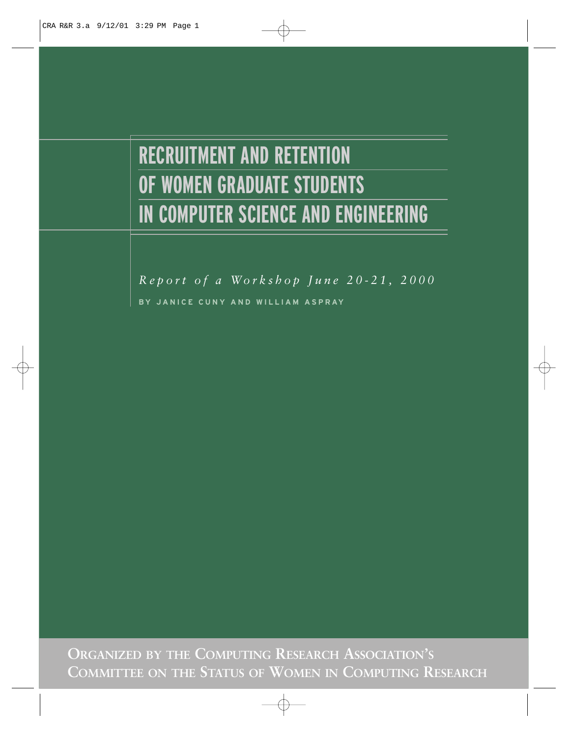# RECRUITMENT AND RETENTION OF WOMEN GRADUATE STUDENTS IN COMPUTER SCIENCE AND ENGINEERING

*Report of a Workshop June 20-21, 2000*

BY JANICE CUNY AND WILLIAM ASPRAY

ORGANIZED BY THE COMPUTING RESEARCH ASSOCIATION'S COMMITTEE ON THE STATUS OF WOMEN IN COMPUTING RESEARCH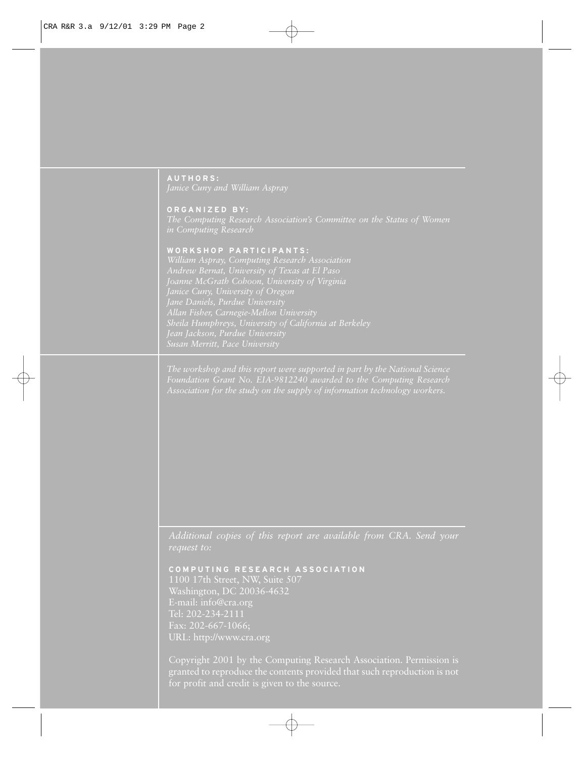**AUTHORS:**
*Janice Cuny and William Aspray*

**ORGANIZED BY:**
*The Computing Research Association's Committee on the Status of Women in Computing Research*

**WORKSHOP PARTICIPANTS:**
*William Aspray, Computing Research Association*
*Andrew Bernat, University of Texas at El Paso*
*Joanne McGrath Cohoon, University of Virginia*
*Janice Cuny, University of Oregon*
*Jane Daniels, Purdue University*
*Allan Fisher, Carnegie-Mellon University*
*Sheila Humphreys, University of California at Berkeley*
*Jean Jackson, Purdue University*
*Susan Merritt, Pace University*

*The workshop and this report were supported in part by the National Science Foundation Grant No. EIA-9812240 awarded to the Computing Research Association for the study on the supply of information technology workers.*

*Additional copies of this report are available from CRA. Send your request to:*

**COMPUTING RESEARCH ASSOCIATION**
1100 17th Street, NW, Suite 507
Washington, DC 20036-4632
E-mail: info@cra.org
Tel: 202-234-2111
Fax: 202-667-1066;
URL: http://www.cra.org

Copyright 2001 by the Computing Research Association. Permission is granted to reproduce the contents provided that such reproduction is not for profit and credit is given to the source.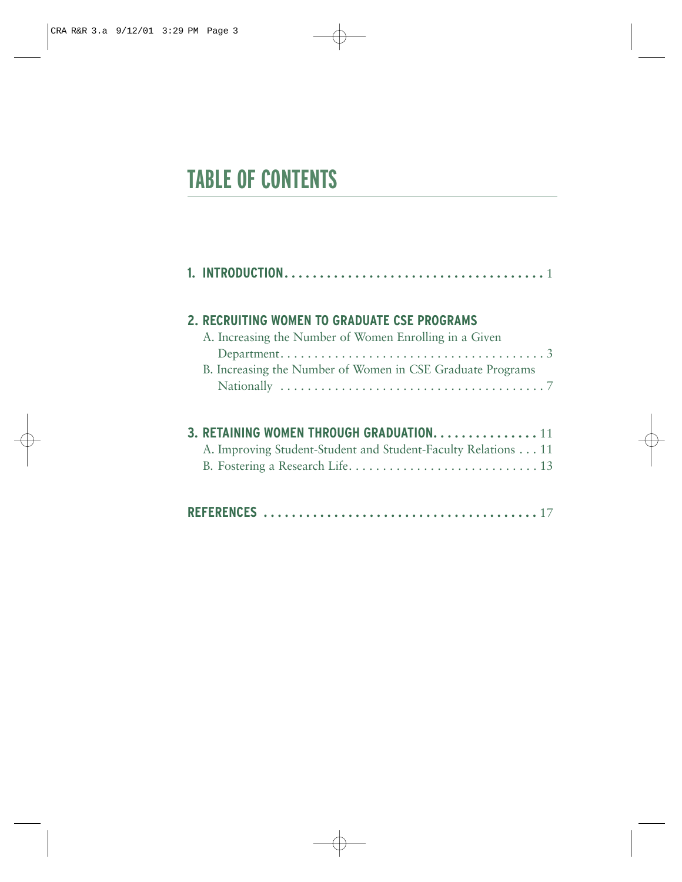# TABLE OF CONTENTS

**1. INTRODUCTION** . . . . . . . . . . . . . . . . . . . . . . . . . . . . . . . . . . . . . 1

**2. RECRUITING WOMEN TO GRADUATE CSE PROGRAMS**

A. Increasing the Number of Women Enrolling in a Given Department . . . . . . . . . . . . . . . . . . . . . . . . . . . . . . . . . . . . . . . 3

B. Increasing the Number of Women in CSE Graduate Programs Nationally . . . . . . . . . . . . . . . . . . . . . . . . . . . . . . . . . . . . . . . 7

**3. RETAINING WOMEN THROUGH GRADUATION** . . . . . . . . . . . . . . . 11

A. Improving Student-Student and Student-Faculty Relations . . . 11

B. Fostering a Research Life . . . . . . . . . . . . . . . . . . . . . . . . . . . . 13

**REFERENCES** . . . . . . . . . . . . . . . . . . . . . . . . . . . . . . . . . . . . . . 17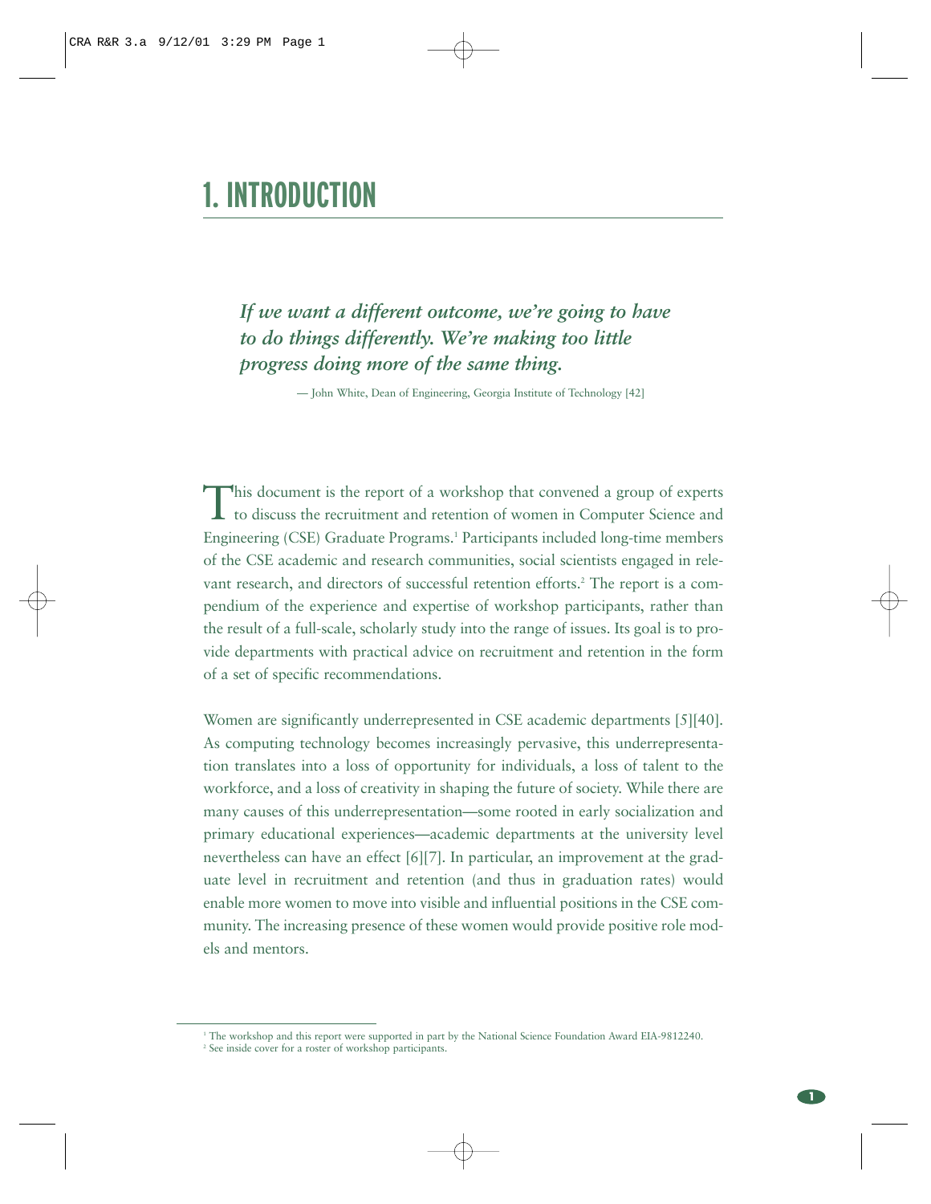# 1. INTRODUCTION

> ***If we want a different outcome, we're going to have to do things differently. We're making too little progress doing more of the same thing.***
>
> — John White, Dean of Engineering, Georgia Institute of Technology [42]

This document is the report of a workshop that convened a group of experts to discuss the recruitment and retention of women in Computer Science and Engineering (CSE) Graduate Programs.[1] Participants included long-time members of the CSE academic and research communities, social scientists engaged in relevant research, and directors of successful retention efforts.[2] The report is a compendium of the experience and expertise of workshop participants, rather than the result of a full-scale, scholarly study into the range of issues. Its goal is to provide departments with practical advice on recruitment and retention in the form of a set of specific recommendations.

Women are significantly underrepresented in CSE academic departments [5][40]. As computing technology becomes increasingly pervasive, this underrepresentation translates into a loss of opportunity for individuals, a loss of talent to the workforce, and a loss of creativity in shaping the future of society. While there are many causes of this underrepresentation—some rooted in early socialization and primary educational experiences—academic departments at the university level nevertheless can have an effect [6][7]. In particular, an improvement at the graduate level in recruitment and retention (and thus in graduation rates) would enable more women to move into visible and influential positions in the CSE community. The increasing presence of these women would provide positive role models and mentors.

---

[1] The workshop and this report were supported in part by the National Science Foundation Award EIA-9812240.

[2] See inside cover for a roster of workshop participants.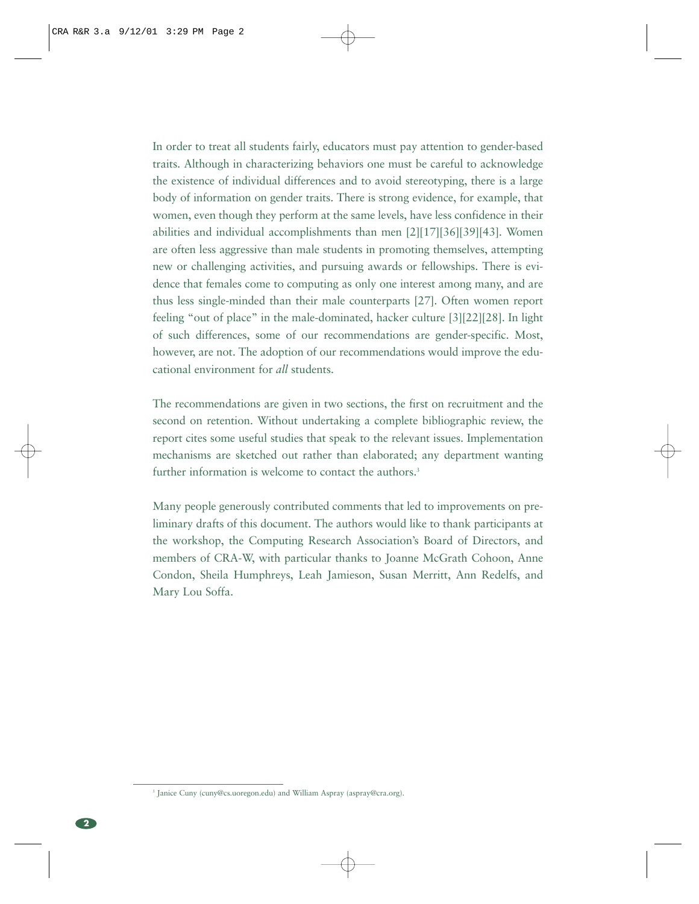In order to treat all students fairly, educators must pay attention to gender-based traits. Although in characterizing behaviors one must be careful to acknowledge the existence of individual differences and to avoid stereotyping, there is a large body of information on gender traits. There is strong evidence, for example, that women, even though they perform at the same levels, have less confidence in their abilities and individual accomplishments than men [2][17][36][39][43]. Women are often less aggressive than male students in promoting themselves, attempting new or challenging activities, and pursuing awards or fellowships. There is evidence that females come to computing as only one interest among many, and are thus less single-minded than their male counterparts [27]. Often women report feeling "out of place" in the male-dominated, hacker culture [3][22][28]. In light of such differences, some of our recommendations are gender-specific. Most, however, are not. The adoption of our recommendations would improve the educational environment for *all* students.

The recommendations are given in two sections, the first on recruitment and the second on retention. Without undertaking a complete bibliographic review, the report cites some useful studies that speak to the relevant issues. Implementation mechanisms are sketched out rather than elaborated; any department wanting further information is welcome to contact the authors.[3]

Many people generously contributed comments that led to improvements on preliminary drafts of this document. The authors would like to thank participants at the workshop, the Computing Research Association's Board of Directors, and members of CRA-W, with particular thanks to Joanne McGrath Cohoon, Anne Condon, Sheila Humphreys, Leah Jamieson, Susan Merritt, Ann Redelfs, and Mary Lou Soffa.

[3] Janice Cuny (cuny@cs.uoregon.edu) and William Aspray (aspray@cra.org).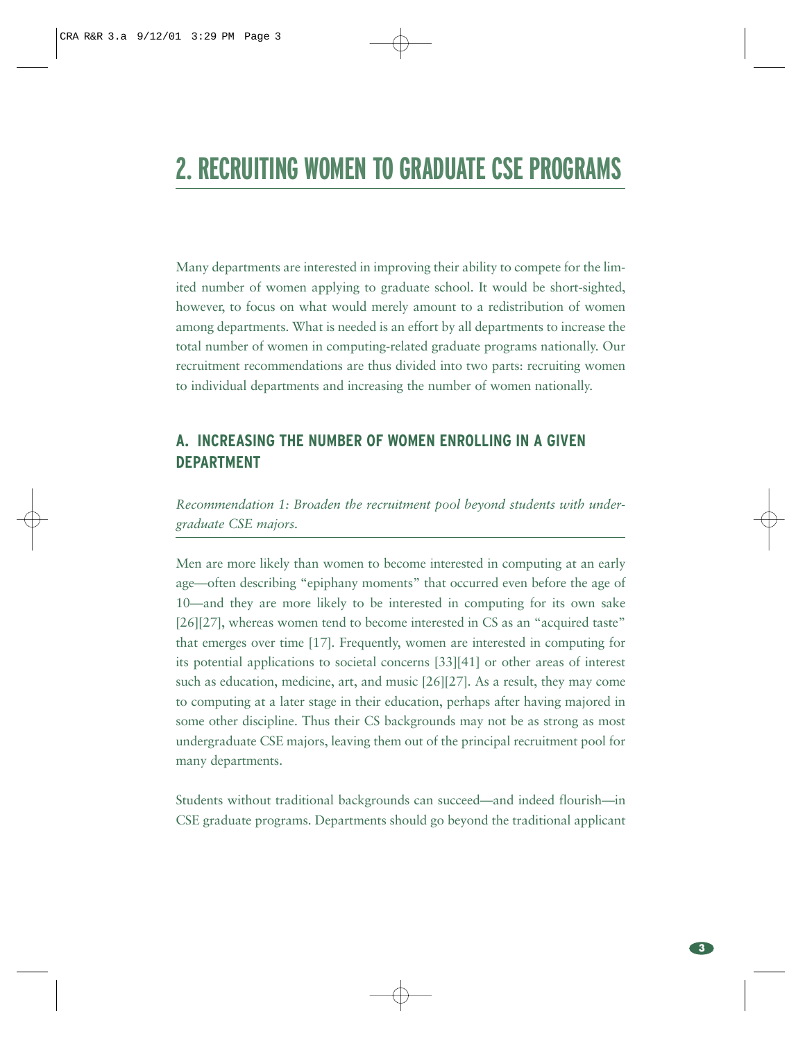# 2. RECRUITING WOMEN TO GRADUATE CSE PROGRAMS

Many departments are interested in improving their ability to compete for the limited number of women applying to graduate school. It would be short-sighted, however, to focus on what would merely amount to a redistribution of women among departments. What is needed is an effort by all departments to increase the total number of women in computing-related graduate programs nationally. Our recruitment recommendations are thus divided into two parts: recruiting women to individual departments and increasing the number of women nationally.

## A. INCREASING THE NUMBER OF WOMEN ENROLLING IN A GIVEN DEPARTMENT

*Recommendation 1: Broaden the recruitment pool beyond students with undergraduate CSE majors.*

Men are more likely than women to become interested in computing at an early age—often describing "epiphany moments" that occurred even before the age of 10—and they are more likely to be interested in computing for its own sake [26][27], whereas women tend to become interested in CS as an "acquired taste" that emerges over time [17]. Frequently, women are interested in computing for its potential applications to societal concerns [33][41] or other areas of interest such as education, medicine, art, and music [26][27]. As a result, they may come to computing at a later stage in their education, perhaps after having majored in some other discipline. Thus their CS backgrounds may not be as strong as most undergraduate CSE majors, leaving them out of the principal recruitment pool for many departments.

Students without traditional backgrounds can succeed—and indeed flourish—in CSE graduate programs. Departments should go beyond the traditional applicant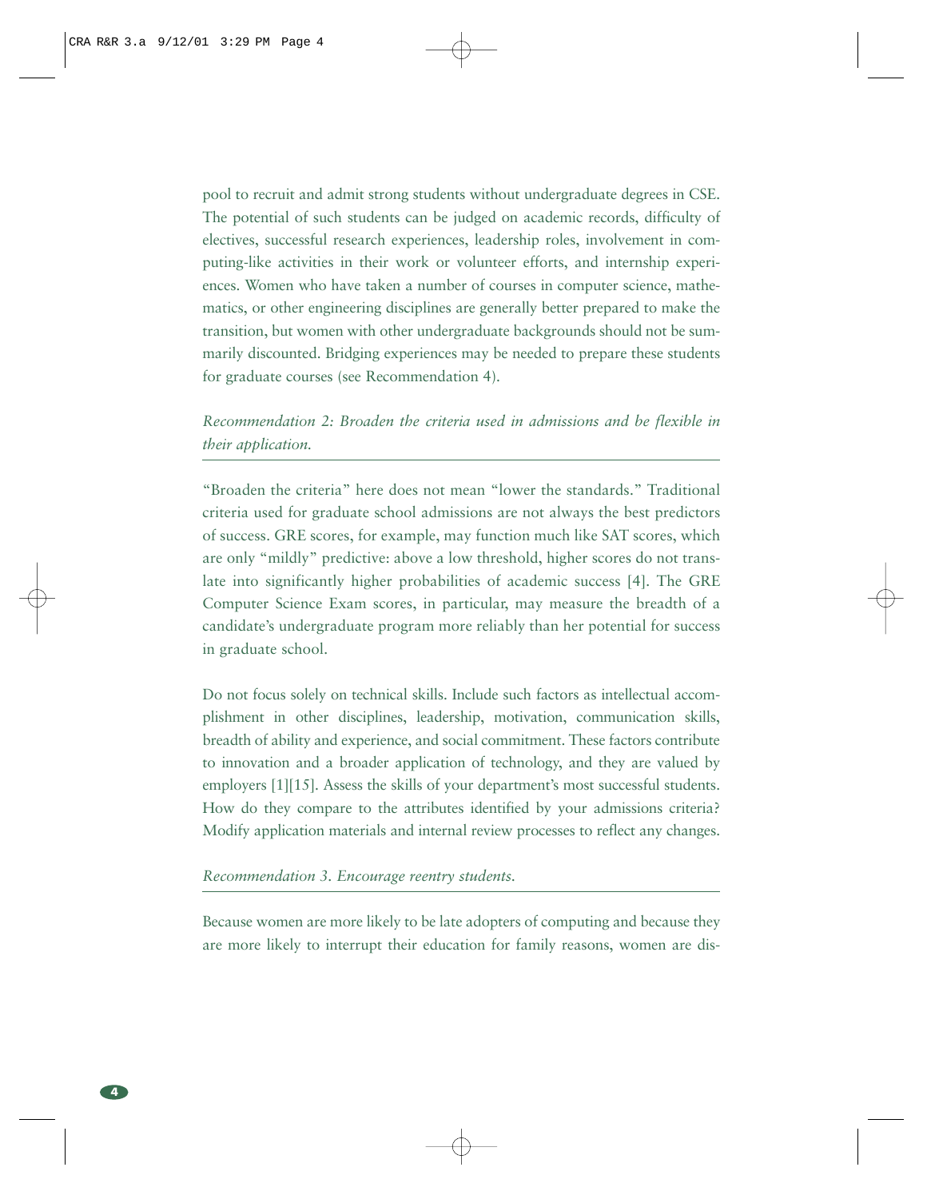pool to recruit and admit strong students without undergraduate degrees in CSE. The potential of such students can be judged on academic records, difficulty of electives, successful research experiences, leadership roles, involvement in computing-like activities in their work or volunteer efforts, and internship experiences. Women who have taken a number of courses in computer science, mathematics, or other engineering disciplines are generally better prepared to make the transition, but women with other undergraduate backgrounds should not be summarily discounted. Bridging experiences may be needed to prepare these students for graduate courses (see Recommendation 4).

*Recommendation 2: Broaden the criteria used in admissions and be flexible in their application.*

"Broaden the criteria" here does not mean "lower the standards." Traditional criteria used for graduate school admissions are not always the best predictors of success. GRE scores, for example, may function much like SAT scores, which are only "mildly" predictive: above a low threshold, higher scores do not translate into significantly higher probabilities of academic success [4]. The GRE Computer Science Exam scores, in particular, may measure the breadth of a candidate's undergraduate program more reliably than her potential for success in graduate school.

Do not focus solely on technical skills. Include such factors as intellectual accomplishment in other disciplines, leadership, motivation, communication skills, breadth of ability and experience, and social commitment. These factors contribute to innovation and a broader application of technology, and they are valued by employers [1][15]. Assess the skills of your department's most successful students. How do they compare to the attributes identified by your admissions criteria? Modify application materials and internal review processes to reflect any changes.

*Recommendation 3. Encourage reentry students.*

Because women are more likely to be late adopters of computing and because they are more likely to interrupt their education for family reasons, women are dis-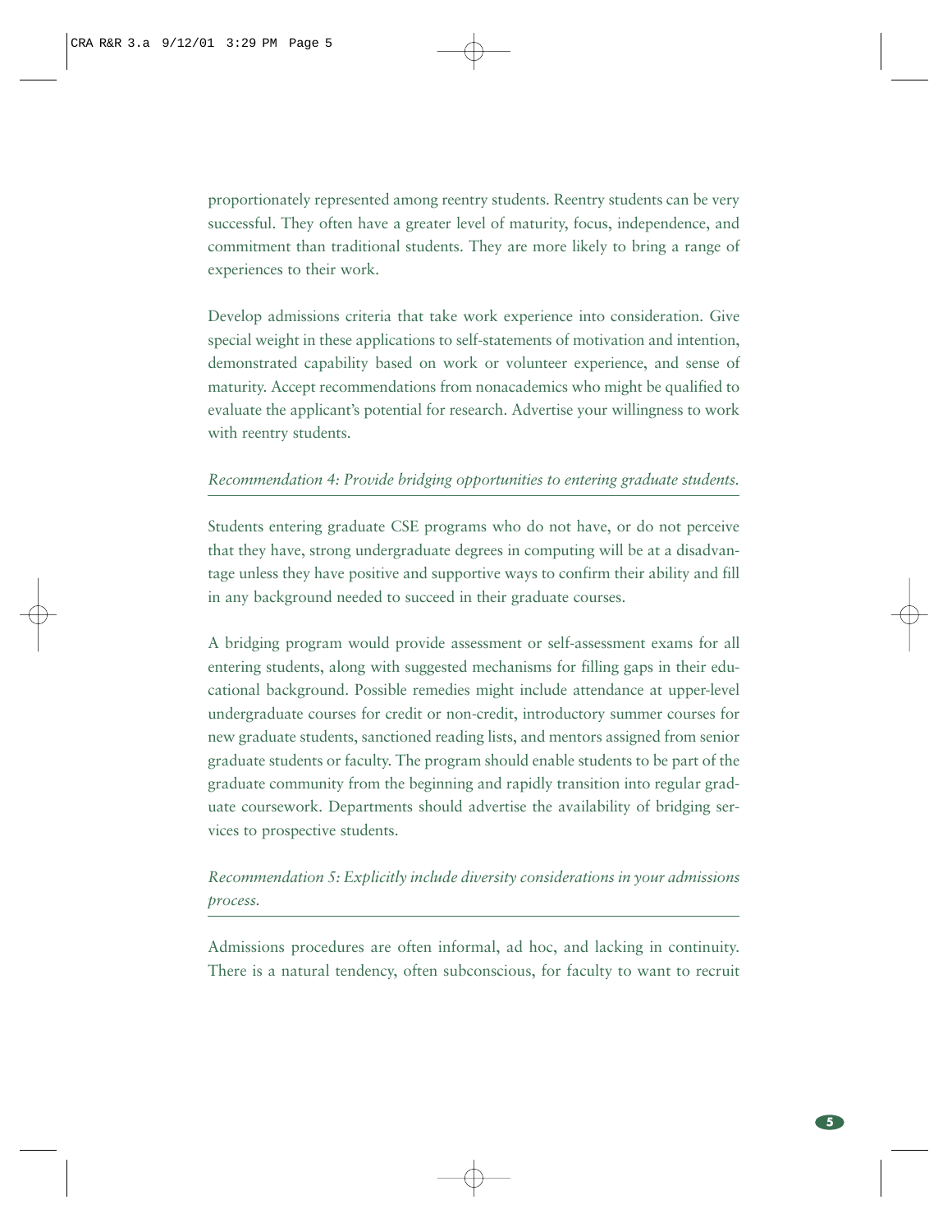proportionately represented among reentry students. Reentry students can be very successful. They often have a greater level of maturity, focus, independence, and commitment than traditional students. They are more likely to bring a range of experiences to their work.

Develop admissions criteria that take work experience into consideration. Give special weight in these applications to self-statements of motivation and intention, demonstrated capability based on work or volunteer experience, and sense of maturity. Accept recommendations from nonacademics who might be qualified to evaluate the applicant's potential for research. Advertise your willingness to work with reentry students.

*Recommendation 4: Provide bridging opportunities to entering graduate students.*

Students entering graduate CSE programs who do not have, or do not perceive that they have, strong undergraduate degrees in computing will be at a disadvantage unless they have positive and supportive ways to confirm their ability and fill in any background needed to succeed in their graduate courses.

A bridging program would provide assessment or self-assessment exams for all entering students, along with suggested mechanisms for filling gaps in their educational background. Possible remedies might include attendance at upper-level undergraduate courses for credit or non-credit, introductory summer courses for new graduate students, sanctioned reading lists, and mentors assigned from senior graduate students or faculty. The program should enable students to be part of the graduate community from the beginning and rapidly transition into regular graduate coursework. Departments should advertise the availability of bridging services to prospective students.

*Recommendation 5: Explicitly include diversity considerations in your admissions process.*

Admissions procedures are often informal, ad hoc, and lacking in continuity. There is a natural tendency, often subconscious, for faculty to want to recruit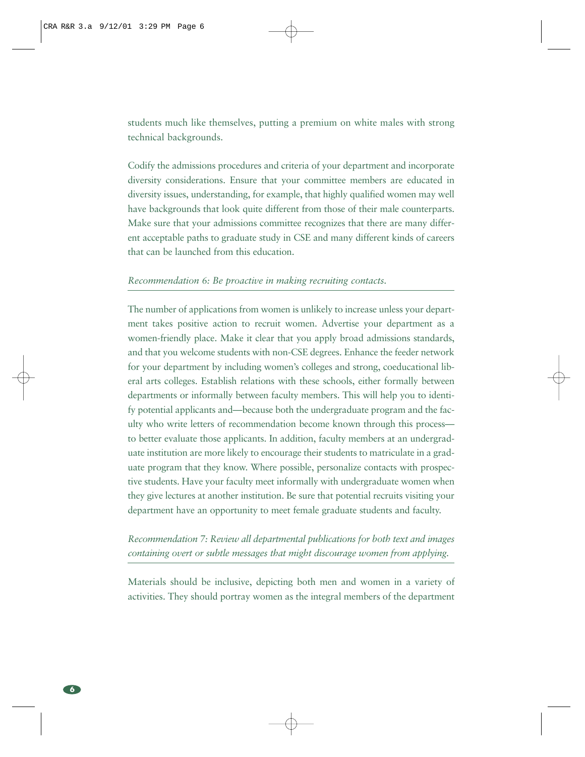students much like themselves, putting a premium on white males with strong technical backgrounds.

Codify the admissions procedures and criteria of your department and incorporate diversity considerations. Ensure that your committee members are educated in diversity issues, understanding, for example, that highly qualified women may well have backgrounds that look quite different from those of their male counterparts. Make sure that your admissions committee recognizes that there are many different acceptable paths to graduate study in CSE and many different kinds of careers that can be launched from this education.

*Recommendation 6: Be proactive in making recruiting contacts.*

The number of applications from women is unlikely to increase unless your department takes positive action to recruit women. Advertise your department as a women-friendly place. Make it clear that you apply broad admissions standards, and that you welcome students with non-CSE degrees. Enhance the feeder network for your department by including women's colleges and strong, coeducational liberal arts colleges. Establish relations with these schools, either formally between departments or informally between faculty members. This will help you to identify potential applicants and—because both the undergraduate program and the faculty who write letters of recommendation become known through this process—to better evaluate those applicants. In addition, faculty members at an undergraduate institution are more likely to encourage their students to matriculate in a graduate program that they know. Where possible, personalize contacts with prospective students. Have your faculty meet informally with undergraduate women when they give lectures at another institution. Be sure that potential recruits visiting your department have an opportunity to meet female graduate students and faculty.

*Recommendation 7: Review all departmental publications for both text and images containing overt or subtle messages that might discourage women from applying.*

Materials should be inclusive, depicting both men and women in a variety of activities. They should portray women as the integral members of the department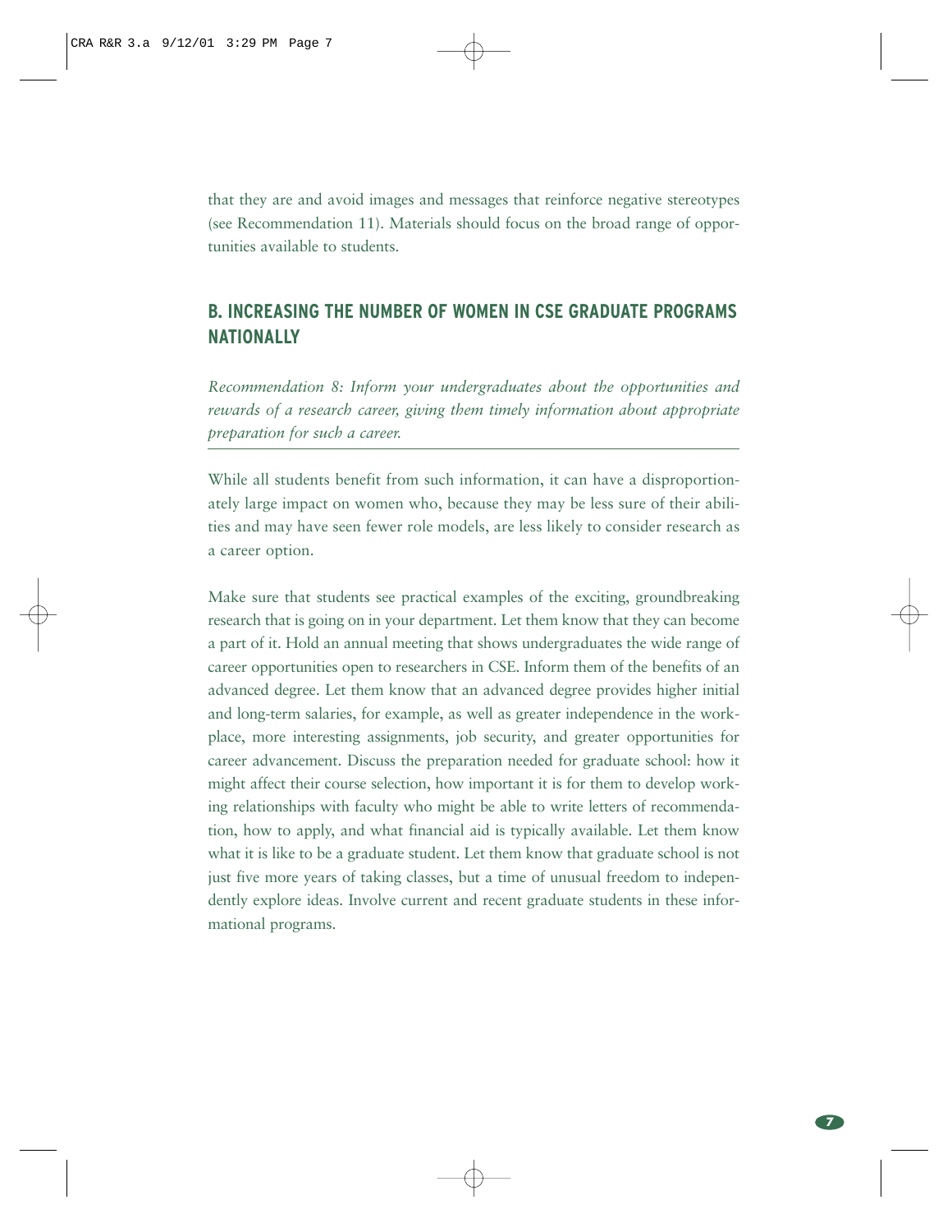that they are and avoid images and messages that reinforce negative stereotypes (see Recommendation 11). Materials should focus on the broad range of opportunities available to students.

## B. INCREASING THE NUMBER OF WOMEN IN CSE GRADUATE PROGRAMS NATIONALLY

*Recommendation 8: Inform your undergraduates about the opportunities and rewards of a research career, giving them timely information about appropriate preparation for such a career.*

While all students benefit from such information, it can have a disproportionately large impact on women who, because they may be less sure of their abilities and may have seen fewer role models, are less likely to consider research as a career option.

Make sure that students see practical examples of the exciting, groundbreaking research that is going on in your department. Let them know that they can become a part of it. Hold an annual meeting that shows undergraduates the wide range of career opportunities open to researchers in CSE. Inform them of the benefits of an advanced degree. Let them know that an advanced degree provides higher initial and long-term salaries, for example, as well as greater independence in the workplace, more interesting assignments, job security, and greater opportunities for career advancement. Discuss the preparation needed for graduate school: how it might affect their course selection, how important it is for them to develop working relationships with faculty who might be able to write letters of recommendation, how to apply, and what financial aid is typically available. Let them know what it is like to be a graduate student. Let them know that graduate school is not just five more years of taking classes, but a time of unusual freedom to independently explore ideas. Involve current and recent graduate students in these informational programs.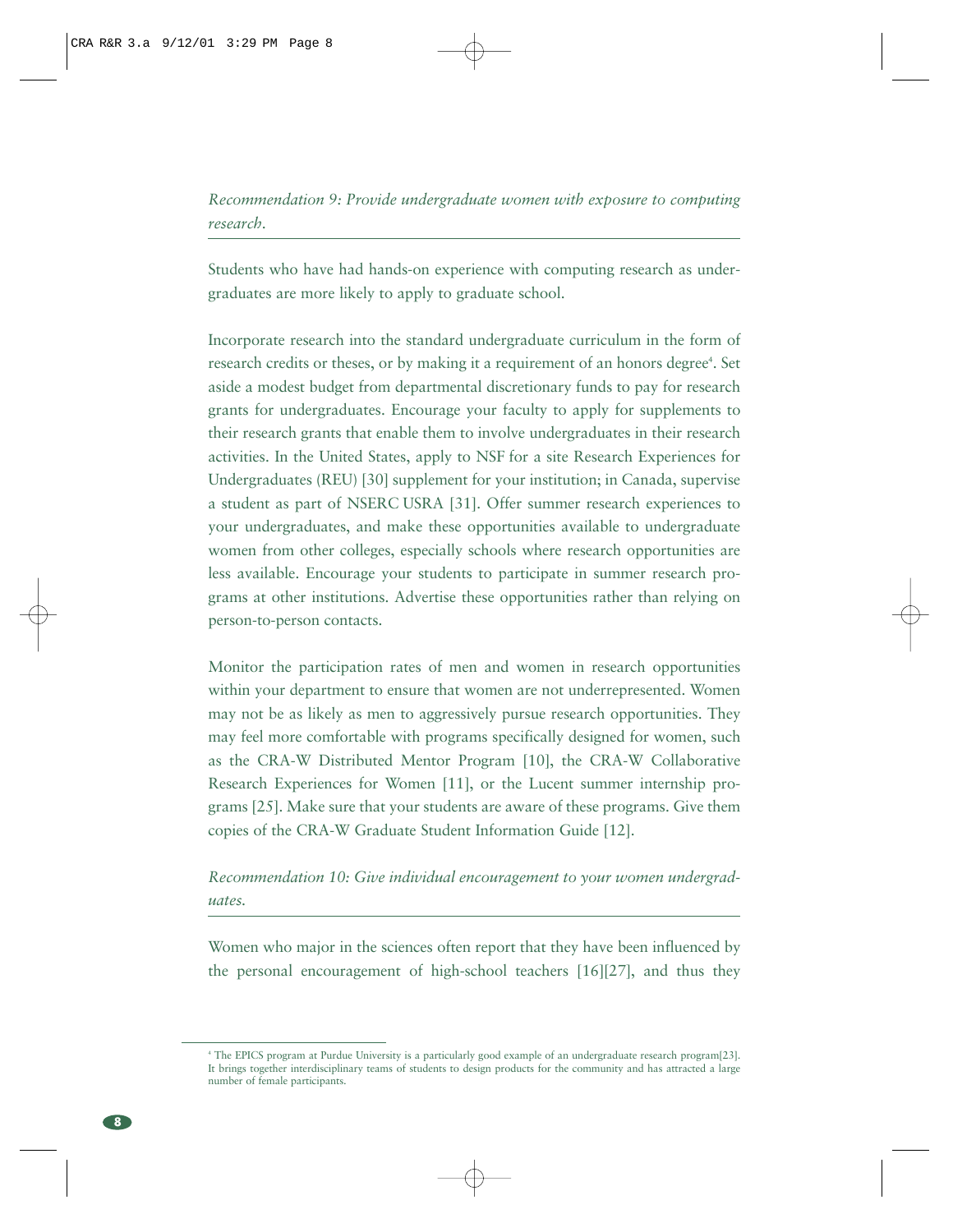*Recommendation 9: Provide undergraduate women with exposure to computing research.*

Students who have had hands-on experience with computing research as undergraduates are more likely to apply to graduate school.

Incorporate research into the standard undergraduate curriculum in the form of research credits or theses, or by making it a requirement of an honors degree[4]. Set aside a modest budget from departmental discretionary funds to pay for research grants for undergraduates. Encourage your faculty to apply for supplements to their research grants that enable them to involve undergraduates in their research activities. In the United States, apply to NSF for a site Research Experiences for Undergraduates (REU) [30] supplement for your institution; in Canada, supervise a student as part of NSERC USRA [31]. Offer summer research experiences to your undergraduates, and make these opportunities available to undergraduate women from other colleges, especially schools where research opportunities are less available. Encourage your students to participate in summer research programs at other institutions. Advertise these opportunities rather than relying on person-to-person contacts.

Monitor the participation rates of men and women in research opportunities within your department to ensure that women are not underrepresented. Women may not be as likely as men to aggressively pursue research opportunities. They may feel more comfortable with programs specifically designed for women, such as the CRA-W Distributed Mentor Program [10], the CRA-W Collaborative Research Experiences for Women [11], or the Lucent summer internship programs [25]. Make sure that your students are aware of these programs. Give them copies of the CRA-W Graduate Student Information Guide [12].

*Recommendation 10: Give individual encouragement to your women undergraduates.*

Women who major in the sciences often report that they have been influenced by the personal encouragement of high-school teachers [16][27], and thus they

[4] The EPICS program at Purdue University is a particularly good example of an undergraduate research program[23]. It brings together interdisciplinary teams of students to design products for the community and has attracted a large number of female participants.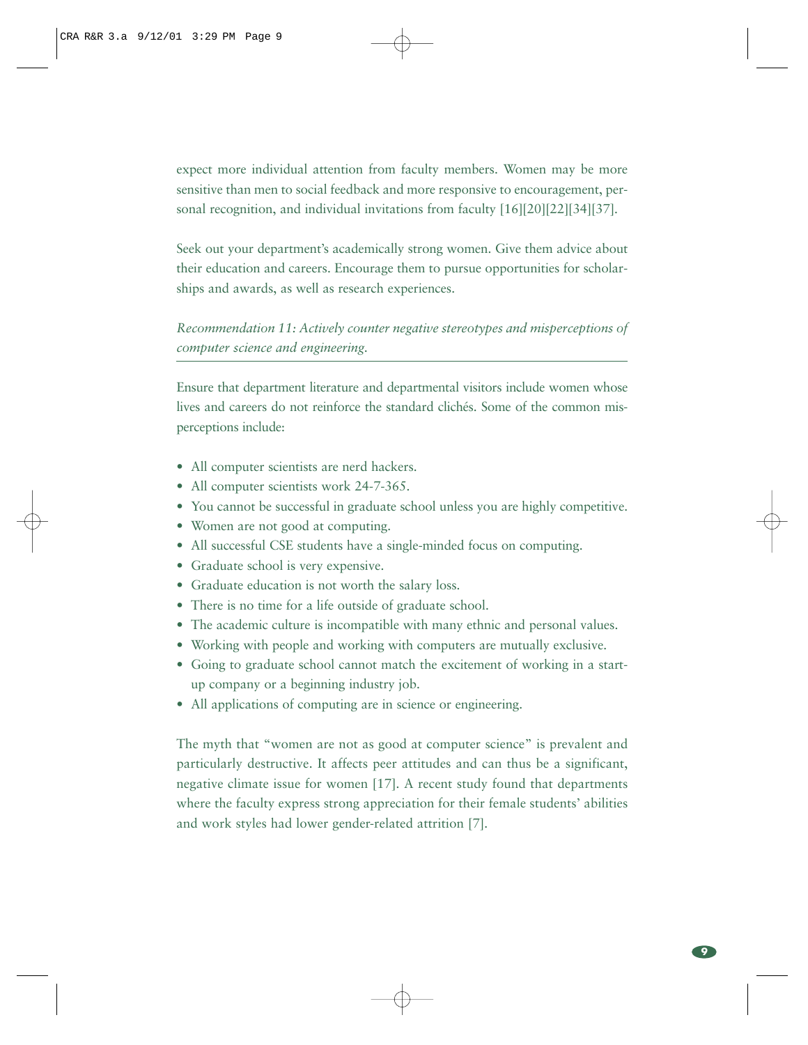expect more individual attention from faculty members. Women may be more sensitive than men to social feedback and more responsive to encouragement, personal recognition, and individual invitations from faculty [16][20][22][34][37].

Seek out your department's academically strong women. Give them advice about their education and careers. Encourage them to pursue opportunities for scholarships and awards, as well as research experiences.

*Recommendation 11: Actively counter negative stereotypes and misperceptions of computer science and engineering.*

Ensure that department literature and departmental visitors include women whose lives and careers do not reinforce the standard clichés. Some of the common misperceptions include:

- All computer scientists are nerd hackers.
- All computer scientists work 24-7-365.
- You cannot be successful in graduate school unless you are highly competitive.
- Women are not good at computing.
- All successful CSE students have a single-minded focus on computing.
- Graduate school is very expensive.
- Graduate education is not worth the salary loss.
- There is no time for a life outside of graduate school.
- The academic culture is incompatible with many ethnic and personal values.
- Working with people and working with computers are mutually exclusive.
- Going to graduate school cannot match the excitement of working in a start-up company or a beginning industry job.
- All applications of computing are in science or engineering.

The myth that "women are not as good at computer science" is prevalent and particularly destructive. It affects peer attitudes and can thus be a significant, negative climate issue for women [17]. A recent study found that departments where the faculty express strong appreciation for their female students' abilities and work styles had lower gender-related attrition [7].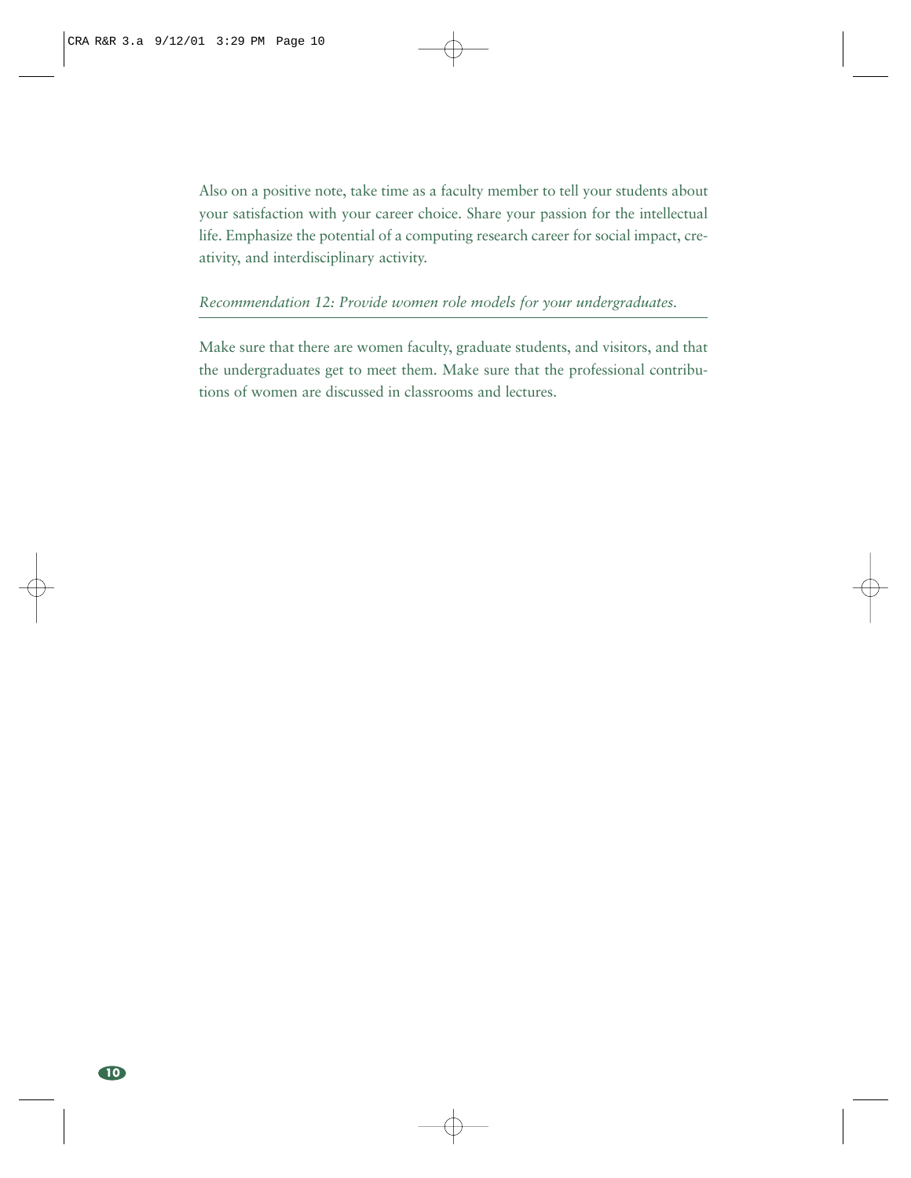Also on a positive note, take time as a faculty member to tell your students about your satisfaction with your career choice. Share your passion for the intellectual life. Emphasize the potential of a computing research career for social impact, creativity, and interdisciplinary activity.

### *Recommendation 12: Provide women role models for your undergraduates.*

Make sure that there are women faculty, graduate students, and visitors, and that the undergraduates get to meet them. Make sure that the professional contributions of women are discussed in classrooms and lectures.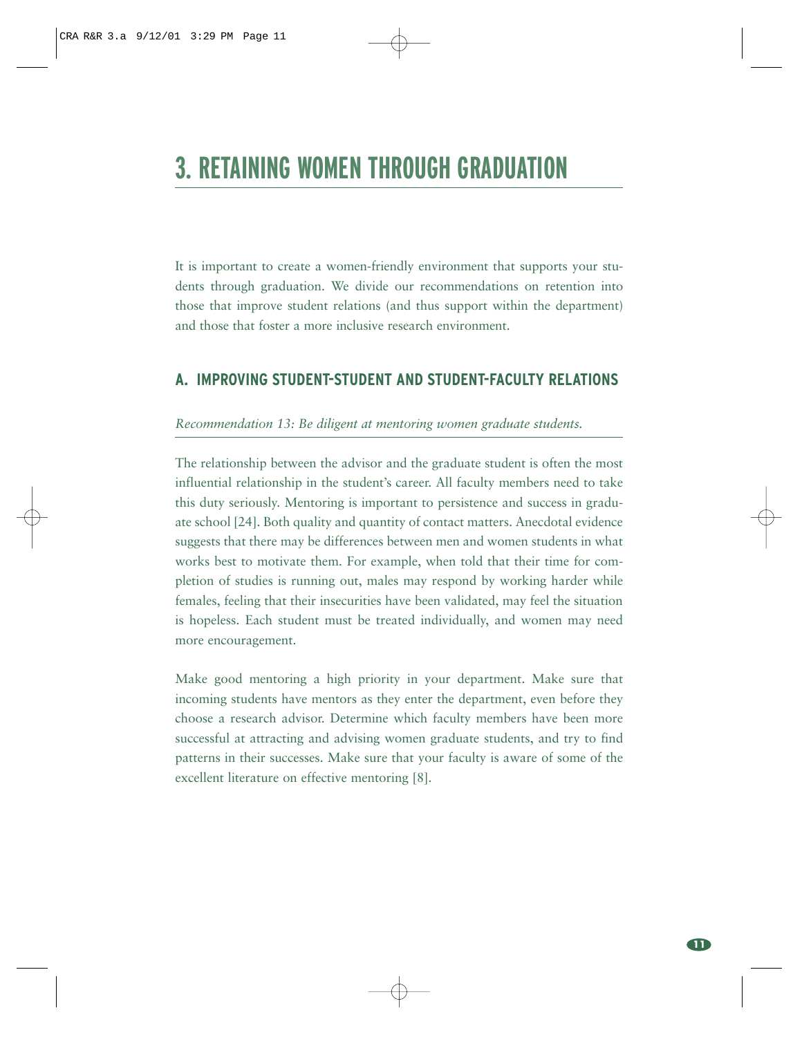# 3. RETAINING WOMEN THROUGH GRADUATION

It is important to create a women-friendly environment that supports your students through graduation. We divide our recommendations on retention into those that improve student relations (and thus support within the department) and those that foster a more inclusive research environment.

## A. IMPROVING STUDENT-STUDENT AND STUDENT-FACULTY RELATIONS

*Recommendation 13: Be diligent at mentoring women graduate students.*

The relationship between the advisor and the graduate student is often the most influential relationship in the student's career. All faculty members need to take this duty seriously. Mentoring is important to persistence and success in graduate school [24]. Both quality and quantity of contact matters. Anecdotal evidence suggests that there may be differences between men and women students in what works best to motivate them. For example, when told that their time for completion of studies is running out, males may respond by working harder while females, feeling that their insecurities have been validated, may feel the situation is hopeless. Each student must be treated individually, and women may need more encouragement.

Make good mentoring a high priority in your department. Make sure that incoming students have mentors as they enter the department, even before they choose a research advisor. Determine which faculty members have been more successful at attracting and advising women graduate students, and try to find patterns in their successes. Make sure that your faculty is aware of some of the excellent literature on effective mentoring [8].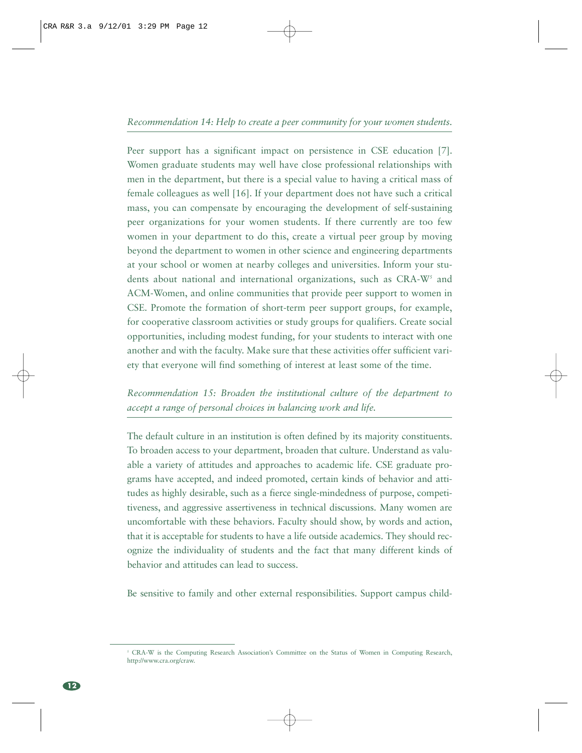*Recommendation 14: Help to create a peer community for your women students.*

Peer support has a significant impact on persistence in CSE education [7]. Women graduate students may well have close professional relationships with men in the department, but there is a special value to having a critical mass of female colleagues as well [16]. If your department does not have such a critical mass, you can compensate by encouraging the development of self-sustaining peer organizations for your women students. If there currently are too few women in your department to do this, create a virtual peer group by moving beyond the department to women in other science and engineering departments at your school or women at nearby colleges and universities. Inform your students about national and international organizations, such as CRA-W[5] and ACM-Women, and online communities that provide peer support to women in CSE. Promote the formation of short-term peer support groups, for example, for cooperative classroom activities or study groups for qualifiers. Create social opportunities, including modest funding, for your students to interact with one another and with the faculty. Make sure that these activities offer sufficient variety that everyone will find something of interest at least some of the time.

*Recommendation 15: Broaden the institutional culture of the department to accept a range of personal choices in balancing work and life.*

The default culture in an institution is often defined by its majority constituents. To broaden access to your department, broaden that culture. Understand as valuable a variety of attitudes and approaches to academic life. CSE graduate programs have accepted, and indeed promoted, certain kinds of behavior and attitudes as highly desirable, such as a fierce single-mindedness of purpose, competitiveness, and aggressive assertiveness in technical discussions. Many women are uncomfortable with these behaviors. Faculty should show, by words and action, that it is acceptable for students to have a life outside academics. They should recognize the individuality of students and the fact that many different kinds of behavior and attitudes can lead to success.

Be sensitive to family and other external responsibilities. Support campus child-

[5] CRA-W is the Computing Research Association's Committee on the Status of Women in Computing Research, http://www.cra.org/craw.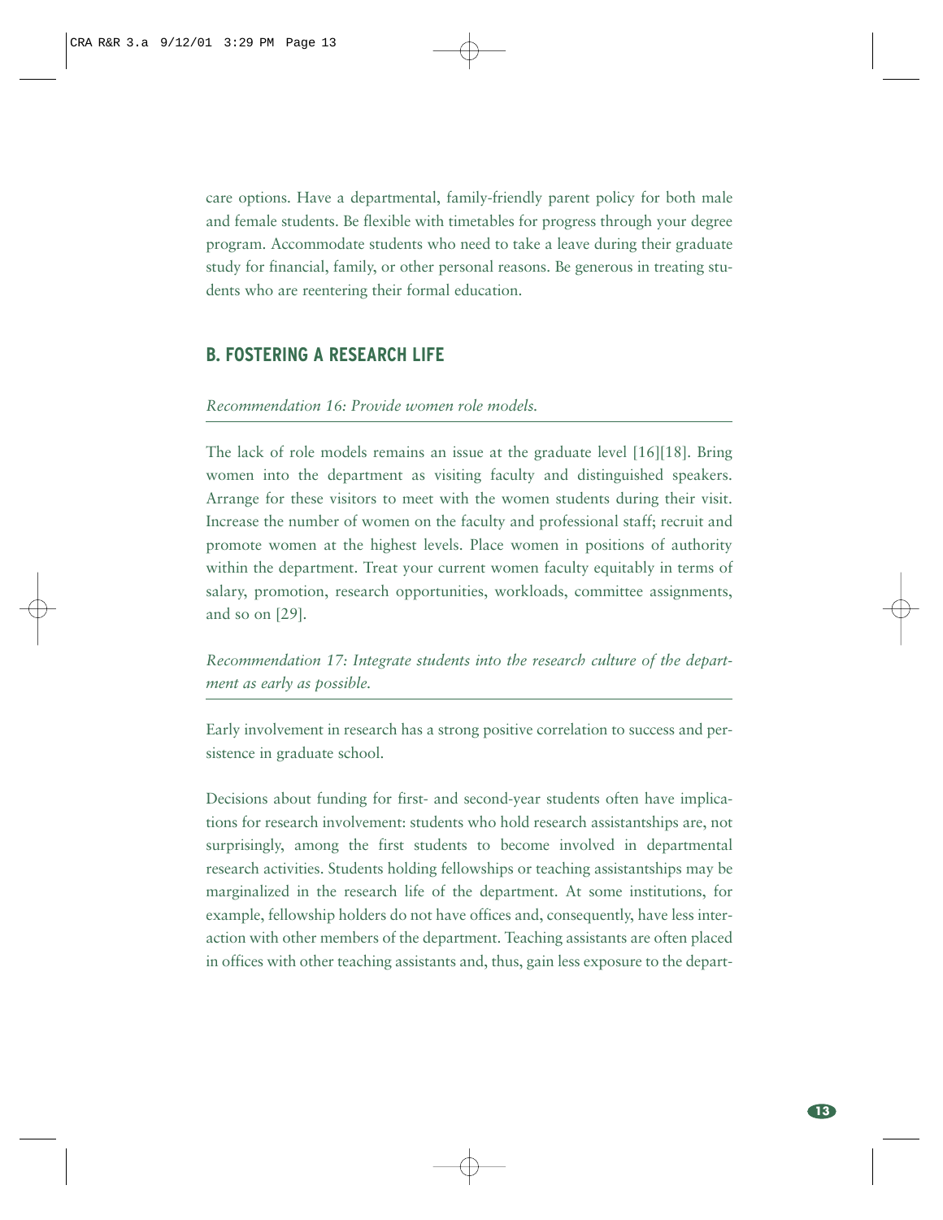care options. Have a departmental, family-friendly parent policy for both male and female students. Be flexible with timetables for progress through your degree program. Accommodate students who need to take a leave during their graduate study for financial, family, or other personal reasons. Be generous in treating students who are reentering their formal education.

## B. FOSTERING A RESEARCH LIFE

*Recommendation 16: Provide women role models.*

The lack of role models remains an issue at the graduate level [16][18]. Bring women into the department as visiting faculty and distinguished speakers. Arrange for these visitors to meet with the women students during their visit. Increase the number of women on the faculty and professional staff; recruit and promote women at the highest levels. Place women in positions of authority within the department. Treat your current women faculty equitably in terms of salary, promotion, research opportunities, workloads, committee assignments, and so on [29].

*Recommendation 17: Integrate students into the research culture of the department as early as possible.*

Early involvement in research has a strong positive correlation to success and persistence in graduate school.

Decisions about funding for first- and second-year students often have implications for research involvement: students who hold research assistantships are, not surprisingly, among the first students to become involved in departmental research activities. Students holding fellowships or teaching assistantships may be marginalized in the research life of the department. At some institutions, for example, fellowship holders do not have offices and, consequently, have less interaction with other members of the department. Teaching assistants are often placed in offices with other teaching assistants and, thus, gain less exposure to the depart-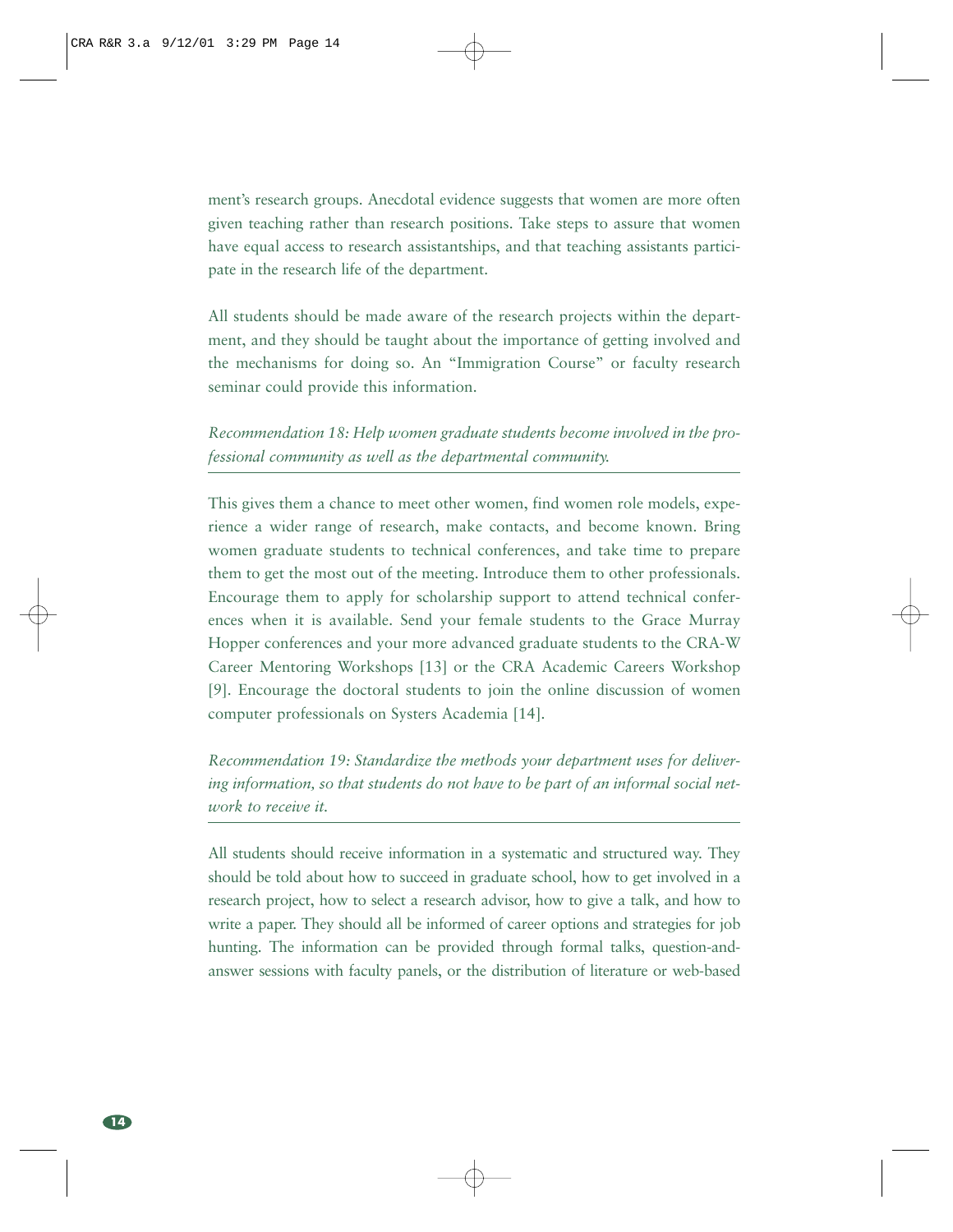ment's research groups. Anecdotal evidence suggests that women are more often given teaching rather than research positions. Take steps to assure that women have equal access to research assistantships, and that teaching assistants participate in the research life of the department.

All students should be made aware of the research projects within the department, and they should be taught about the importance of getting involved and the mechanisms for doing so. An "Immigration Course" or faculty research seminar could provide this information.

*Recommendation 18: Help women graduate students become involved in the professional community as well as the departmental community.*

This gives them a chance to meet other women, find women role models, experience a wider range of research, make contacts, and become known. Bring women graduate students to technical conferences, and take time to prepare them to get the most out of the meeting. Introduce them to other professionals. Encourage them to apply for scholarship support to attend technical conferences when it is available. Send your female students to the Grace Murray Hopper conferences and your more advanced graduate students to the CRA-W Career Mentoring Workshops [13] or the CRA Academic Careers Workshop [9]. Encourage the doctoral students to join the online discussion of women computer professionals on Systers Academia [14].

*Recommendation 19: Standardize the methods your department uses for delivering information, so that students do not have to be part of an informal social network to receive it.*

All students should receive information in a systematic and structured way. They should be told about how to succeed in graduate school, how to get involved in a research project, how to select a research advisor, how to give a talk, and how to write a paper. They should all be informed of career options and strategies for job hunting. The information can be provided through formal talks, question-and-answer sessions with faculty panels, or the distribution of literature or web-based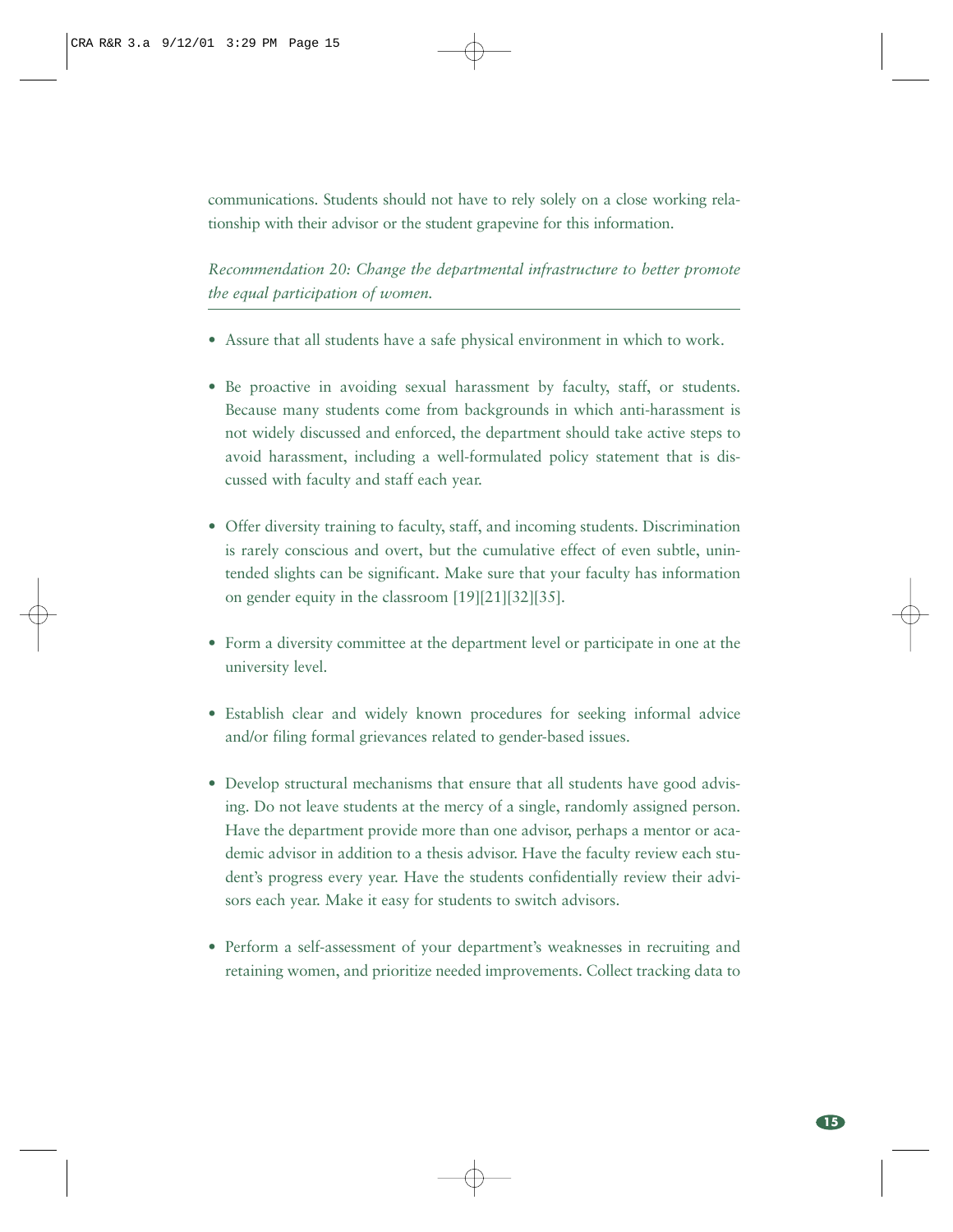communications. Students should not have to rely solely on a close working relationship with their advisor or the student grapevine for this information.

*Recommendation 20: Change the departmental infrastructure to better promote the equal participation of women.*

- Assure that all students have a safe physical environment in which to work.
- Be proactive in avoiding sexual harassment by faculty, staff, or students. Because many students come from backgrounds in which anti-harassment is not widely discussed and enforced, the department should take active steps to avoid harassment, including a well-formulated policy statement that is discussed with faculty and staff each year.
- Offer diversity training to faculty, staff, and incoming students. Discrimination is rarely conscious and overt, but the cumulative effect of even subtle, unintended slights can be significant. Make sure that your faculty has information on gender equity in the classroom [19][21][32][35].
- Form a diversity committee at the department level or participate in one at the university level.
- Establish clear and widely known procedures for seeking informal advice and/or filing formal grievances related to gender-based issues.
- Develop structural mechanisms that ensure that all students have good advising. Do not leave students at the mercy of a single, randomly assigned person. Have the department provide more than one advisor, perhaps a mentor or academic advisor in addition to a thesis advisor. Have the faculty review each student's progress every year. Have the students confidentially review their advisors each year. Make it easy for students to switch advisors.
- Perform a self-assessment of your department's weaknesses in recruiting and retaining women, and prioritize needed improvements. Collect tracking data to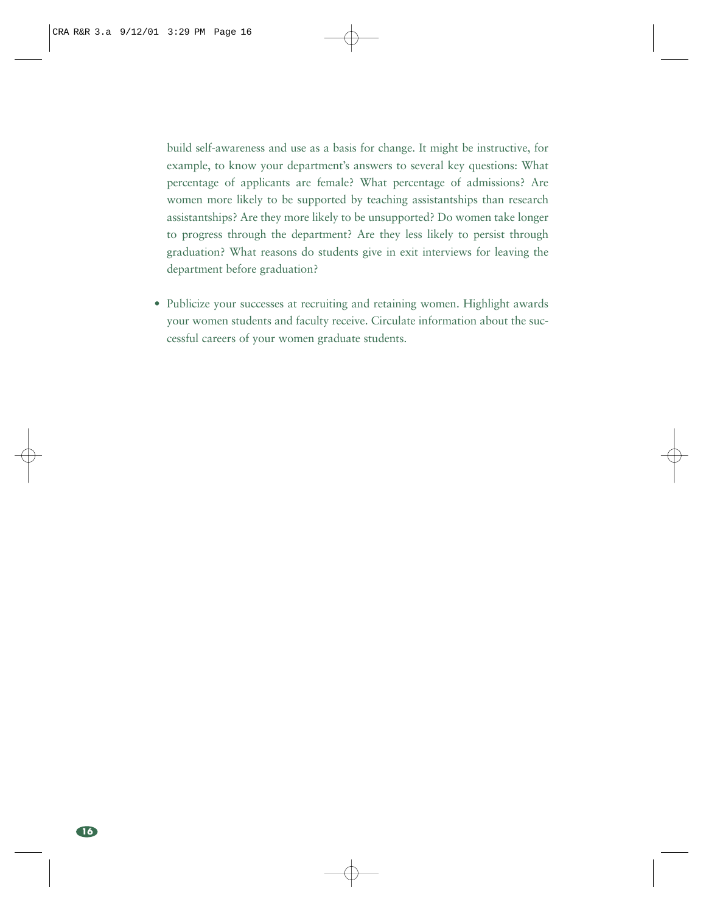build self-awareness and use as a basis for change. It might be instructive, for example, to know your department's answers to several key questions: What percentage of applicants are female? What percentage of admissions? Are women more likely to be supported by teaching assistantships than research assistantships? Are they more likely to be unsupported? Do women take longer to progress through the department? Are they less likely to persist through graduation? What reasons do students give in exit interviews for leaving the department before graduation?

- Publicize your successes at recruiting and retaining women. Highlight awards your women students and faculty receive. Circulate information about the successful careers of your women graduate students.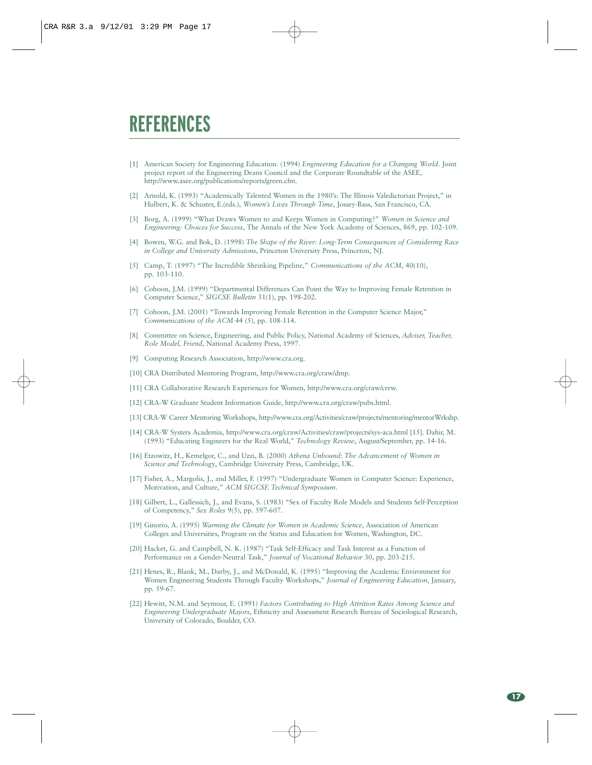# REFERENCES

[1] American Society for Engineering Education. (1994) *Engineering Education for a Changing World*. Joint project report of the Engineering Deans Council and the Corporate Roundtable of the ASEE, http://www.asee.org/publications/reports/green.cfm.

[2] Arnold, K. (1993) "Academically Talented Women in the 1980's: The Illinois Valedictorian Project," in Hulbert, K. & Schuster, E.(eds.), *Women's Lives Through Time*, Jossey-Bass, San Francisco, CA.

[3] Borg, A. (1999) "What Draws Women to and Keeps Women in Computing?" *Women in Science and Engineering: Choices for Success*, The Annals of the New York Academy of Sciences, 869, pp. 102-109.

[4] Bowen, W.G. and Bok, D. (1998) *The Shape of the River: Long-Term Consequences of Considering Race in College and University Admissions*, Princeton University Press, Princeton, NJ.

[5] Camp, T. (1997) "The Incredible Shrinking Pipeline," *Communications of the ACM*, 40(10), pp. 103-110.

[6] Cohoon, J.M. (1999) "Departmental Differences Can Point the Way to Improving Female Retention in Computer Science," *SIGCSE Bulletin* 31(1), pp. 198-202.

[7] Cohoon, J.M. (2001) "Towards Improving Female Retention in the Computer Science Major," *Communications of the ACM* 44 (5), pp. 108-114.

[8] Committee on Science, Engineering, and Public Policy, National Academy of Sciences, *Adviser, Teacher, Role Model, Friend*, National Academy Press, 1997.

[9] Computing Research Association, http://www.cra.org.

[10] CRA Distributed Mentoring Program, http://www.cra.org/craw/dmp.

[11] CRA Collaborative Research Experiences for Women, http://www.cra.org/craw/crew.

[12] CRA-W Graduate Student Information Guide, http://www.cra.org/craw/pubs.html.

[13] CRA-W Career Mentoring Workshops, http://www.cra.org/Activities/craw/projects/mentoring/mentorWrkshp.

[14] CRA-W Systers Academia, http://www.cra.org/craw/Activities/craw/projects/sys-aca.html [15]. Dahir, M. (1993) "Educating Engineers for the Real World," *Technology Review*, August/September, pp. 14-16.

[16] Etzowitz, H., Kemelgor, C., and Uzzi, B. (2000) *Athena Unbound: The Advancement of Women in Science and Technology*, Cambridge University Press, Cambridge, UK.

[17] Fisher, A., Margolis, J., and Miller, F. (1997) "Undergraduate Women in Computer Science: Experience, Motivation, and Culture," *ACM SIGCSE Technical Symposium*.

[18] Gilbert, L., Gallessich, J., and Evans, S. (1983) "Sex of Faculty Role Models and Students Self-Perception of Competency," *Sex Roles* 9(5), pp. 597-607.

[19] Ginorio, A. (1995) *Warming the Climate for Women in Academic Science*, Association of American Colleges and Universities, Program on the Status and Education for Women, Washington, DC.

[20] Hacket, G. and Campbell, N. K. (1987) "Task Self-Efficacy and Task Interest as a Function of Performance on a Gender-Neutral Task," *Journal of Vocational Behavior* 30, pp. 203-215.

[21] Henes, R., Blank, M., Darby, J., and McDonald, K. (1995) "Improving the Academic Environment for Women Engineering Students Through Faculty Workshops," *Journal of Engineering Education*, January, pp. 59-67.

[22] Hewitt, N.M. and Seymour, E. (1991) *Factors Contributing to High Attrition Rates Among Science and Engineering Undergraduate Majors*, Ethnicity and Assessment Research Bureau of Sociological Research, University of Colorado, Boulder, CO.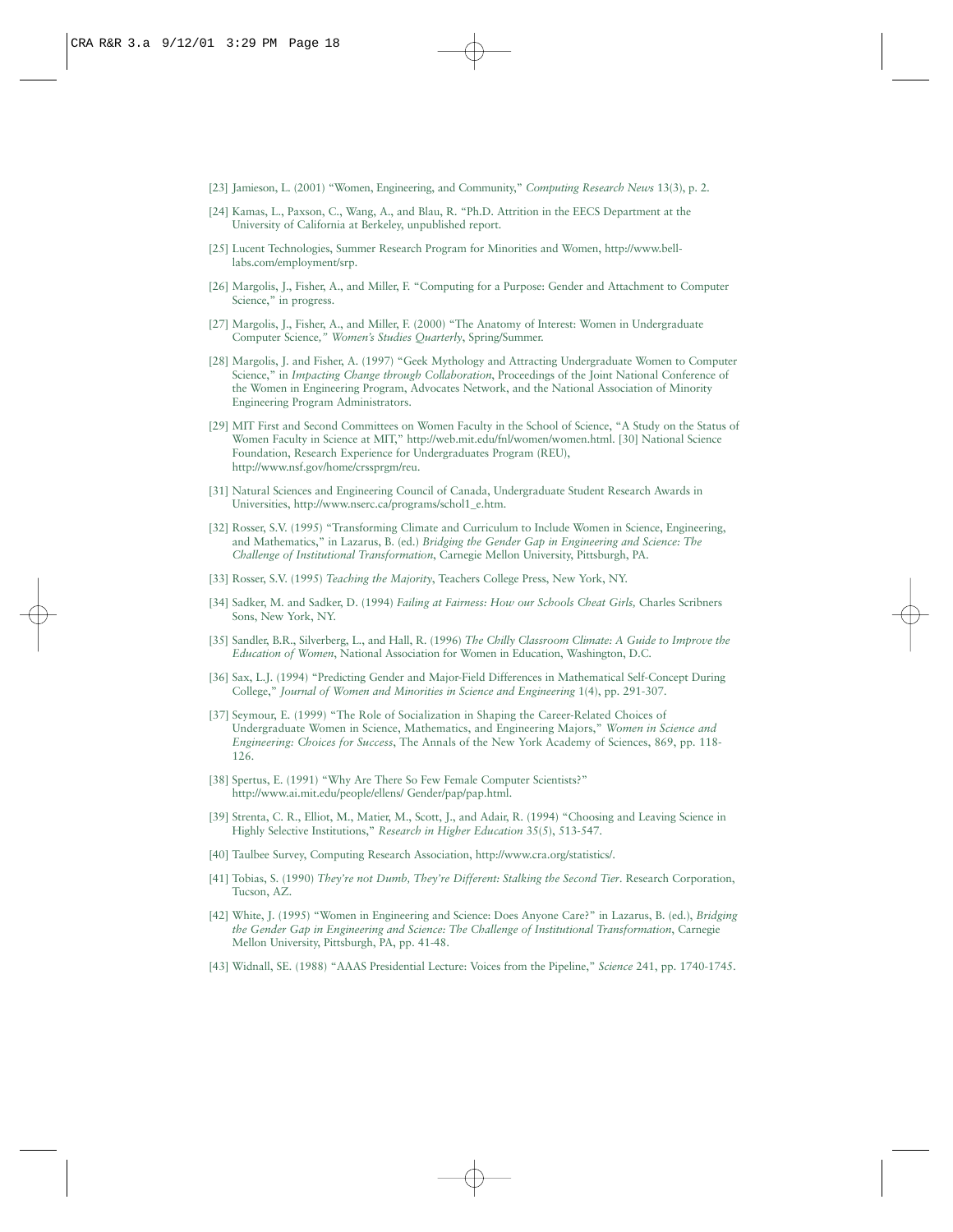[23] Jamieson, L. (2001) "Women, Engineering, and Community," *Computing Research News* 13(3), p. 2.

[24] Kamas, L., Paxson, C., Wang, A., and Blau, R. "Ph.D. Attrition in the EECS Department at the University of California at Berkeley, unpublished report.

[25] Lucent Technologies, Summer Research Program for Minorities and Women, http://www.bell-labs.com/employment/srp.

[26] Margolis, J., Fisher, A., and Miller, F. "Computing for a Purpose: Gender and Attachment to Computer Science," in progress.

[27] Margolis, J., Fisher, A., and Miller, F. (2000) "The Anatomy of Interest: Women in Undergraduate Computer Science*," Women's Studies Quarterly*, Spring/Summer.

[28] Margolis, J. and Fisher, A. (1997) "Geek Mythology and Attracting Undergraduate Women to Computer Science," in *Impacting Change through Collaboration*, Proceedings of the Joint National Conference of the Women in Engineering Program, Advocates Network, and the National Association of Minority Engineering Program Administrators.

[29] MIT First and Second Committees on Women Faculty in the School of Science, "A Study on the Status of Women Faculty in Science at MIT," http://web.mit.edu/fnl/women/women.html. [30] National Science Foundation, Research Experience for Undergraduates Program (REU), http://www.nsf.gov/home/crssprgm/reu.

[31] Natural Sciences and Engineering Council of Canada, Undergraduate Student Research Awards in Universities, http://www.nserc.ca/programs/schol1_e.htm.

[32] Rosser, S.V. (1995) "Transforming Climate and Curriculum to Include Women in Science, Engineering, and Mathematics," in Lazarus, B. (ed.) *Bridging the Gender Gap in Engineering and Science: The Challenge of Institutional Transformation*, Carnegie Mellon University, Pittsburgh, PA.

[33] Rosser, S.V. (1995) *Teaching the Majority*, Teachers College Press, New York, NY.

[34] Sadker, M. and Sadker, D. (1994) *Failing at Fairness: How our Schools Cheat Girls,* Charles Scribners Sons, New York, NY.

[35] Sandler, B.R., Silverberg, L., and Hall, R. (1996) *The Chilly Classroom Climate: A Guide to Improve the Education of Women*, National Association for Women in Education, Washington, D.C.

[36] Sax, L.J. (1994) "Predicting Gender and Major-Field Differences in Mathematical Self-Concept During College," *Journal of Women and Minorities in Science and Engineering* 1(4), pp. 291-307.

[37] Seymour, E. (1999) "The Role of Socialization in Shaping the Career-Related Choices of Undergraduate Women in Science, Mathematics, and Engineering Majors," *Women in Science and Engineering: Choices for Success*, The Annals of the New York Academy of Sciences, 869, pp. 118-126.

[38] Spertus, E. (1991) "Why Are There So Few Female Computer Scientists?" http://www.ai.mit.edu/people/ellens/ Gender/pap/pap.html.

[39] Strenta, C. R., Elliot, M., Matier, M., Scott, J., and Adair, R. (1994) "Choosing and Leaving Science in Highly Selective Institutions," *Research in Higher Education* 35(5), 513-547.

[40] Taulbee Survey, Computing Research Association, http://www.cra.org/statistics/.

[41] Tobias, S. (1990) *They're not Dumb, They're Different: Stalking the Second Tier*. Research Corporation, Tucson, AZ.

[42] White, J. (1995) "Women in Engineering and Science: Does Anyone Care?" in Lazarus, B. (ed.), *Bridging the Gender Gap in Engineering and Science: The Challenge of Institutional Transformation*, Carnegie Mellon University, Pittsburgh, PA, pp. 41-48.

[43] Widnall, SE. (1988) "AAAS Presidential Lecture: Voices from the Pipeline," *Science* 241, pp. 1740-1745.